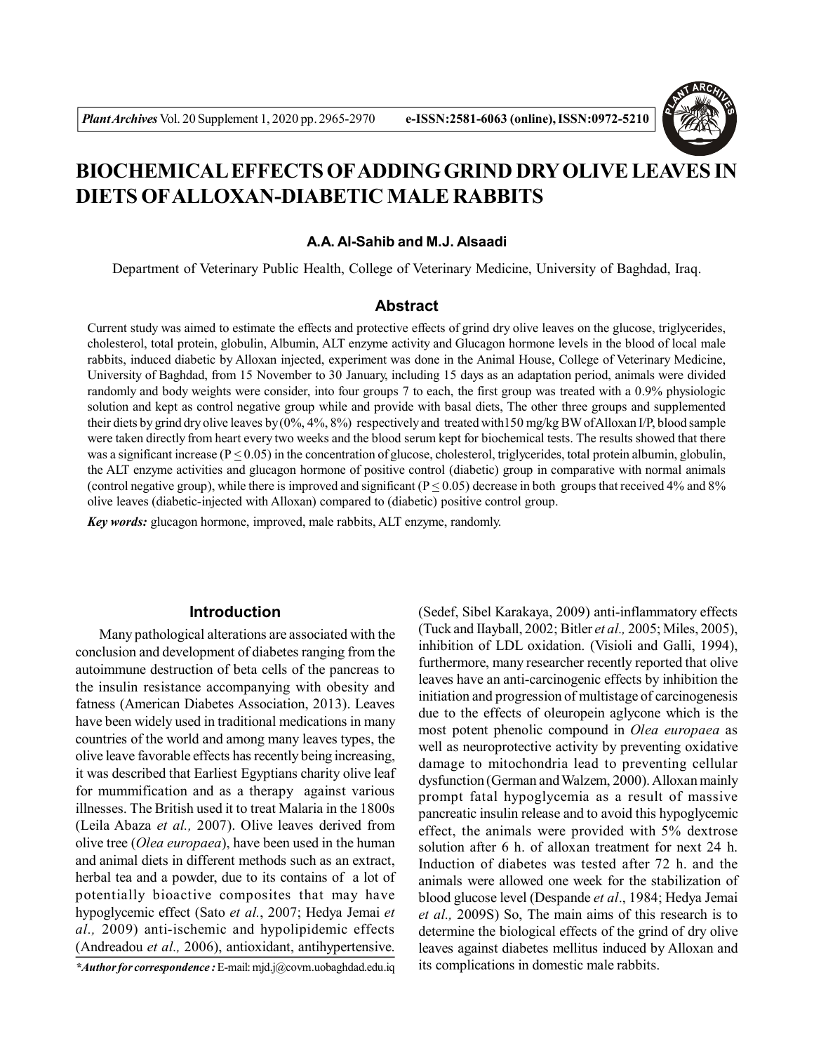# BIOCHEMICAL EFFECTS OF ADDING GRIND DRY OLIVE LEAVES IN DIETS OF ALLOXAN-DIABETIC MALE RABBITS

**A.A. Al-Sahib and M.J. Alsaadi**

Department of Veterinary Public Health, College of Veterinary Medicine, University of Baghdad, Iraq.

## Abstract

Current study was aimed to estimate the effects and protective effects of grind dry olive leaves on the glucose, triglycerides, cholesterol, total protein, globulin, Albumin, ALT enzyme activity and Glucagon hormone levels in the blood of local male rabbits, induced diabetic by Alloxan injected, experiment was done in the Animal House, College of Veterinary Medicine, University of Baghdad, from 15 November to 30 January, including 15 days as an adaptation period, animals were divided randomly and body weights were consider, into four groups 7 to each, the first group was treated with a 0.9% physiologic solution and kept as control negative group while and provide with basal diets, The other three groups and supplemented their diets by grind dry olive leaves by (0%, 4%, 8%) respectively and treated with150 mg/kg BW of Alloxan I/P, blood sample were taken directly from heart every two weeks and the blood serum kept for biochemical tests. The results showed that there was a significant increase ($P \leq 0.05$) in the concentration of glucose, cholesterol, triglycerides, total protein albumin, globulin, the ALT enzyme activities and glucagon hormone of positive control (diabetic) group in comparative with normal animals (control negative group), while there is improved and significant ($P \leq 0.05$) decrease in both groups that received 4% and 8% olive leaves (diabetic-injected with Alloxan) compared to (diabetic) positive control group.

***Key words:*** glucagon hormone, improved, male rabbits, ALT enzyme, randomly.

## Introduction

Many pathological alterations are associated with the conclusion and development of diabetes ranging from the autoimmune destruction of beta cells of the pancreas to the insulin resistance accompanying with obesity and fatness (American Diabetes Association, 2013). Leaves have been widely used in traditional medications in many countries of the world and among many leaves types, the olive leave favorable effects has recently being increasing, it was described that Earliest Egyptians charity olive leaf for mummification and as a therapy against various illnesses. The British used it to treat Malaria in the 1800s (Leila Abaza *et al.,* 2007). Olive leaves derived from olive tree (*Olea europaea*), have been used in the human and animal diets in different methods such as an extract, herbal tea and a powder, due to its contains of a lot of potentially bioactive composites that may have hypoglycemic effect (Sato *et al.*, 2007; Hedya Jemai *et al.,* 2009) anti-ischemic and hypolipidemic effects (Andreadou *et al.,* 2006), antioxidant, antihypertensive. (Sedef, Sibel Karakaya, 2009) anti-inflammatory effects (Tuck and IIayball, 2002; Bitler *et al.,* 2005; Miles, 2005), inhibition of LDL oxidation. (Visioli and Galli, 1994), furthermore, many researcher recently reported that olive leaves have an anti-carcinogenic effects by inhibition the initiation and progression of multistage of carcinogenesis due to the effects of oleuropein aglycone which is the most potent phenolic compound in *Olea europaea* as well as neuroprotective activity by preventing oxidative damage to mitochondria lead to preventing cellular dysfunction (German and Walzem, 2000). Alloxan mainly prompt fatal hypoglycemia as a result of massive pancreatic insulin release and to avoid this hypoglycemic effect, the animals were provided with 5% dextrose solution after 6 h. of alloxan treatment for next 24 h. Induction of diabetes was tested after 72 h. and the animals were allowed one week for the stabilization of blood glucose level (Despande *et al*., 1984; Hedya Jemai *et al.,* 2009S) So, The main aims of this research is to determine the biological effects of the grind of dry olive leaves against diabetes mellitus induced by Alloxan and its complications in domestic male rabbits.

***Author for correspondence :*** E-mail: mjd.j@covm.uobaghdad.edu.iq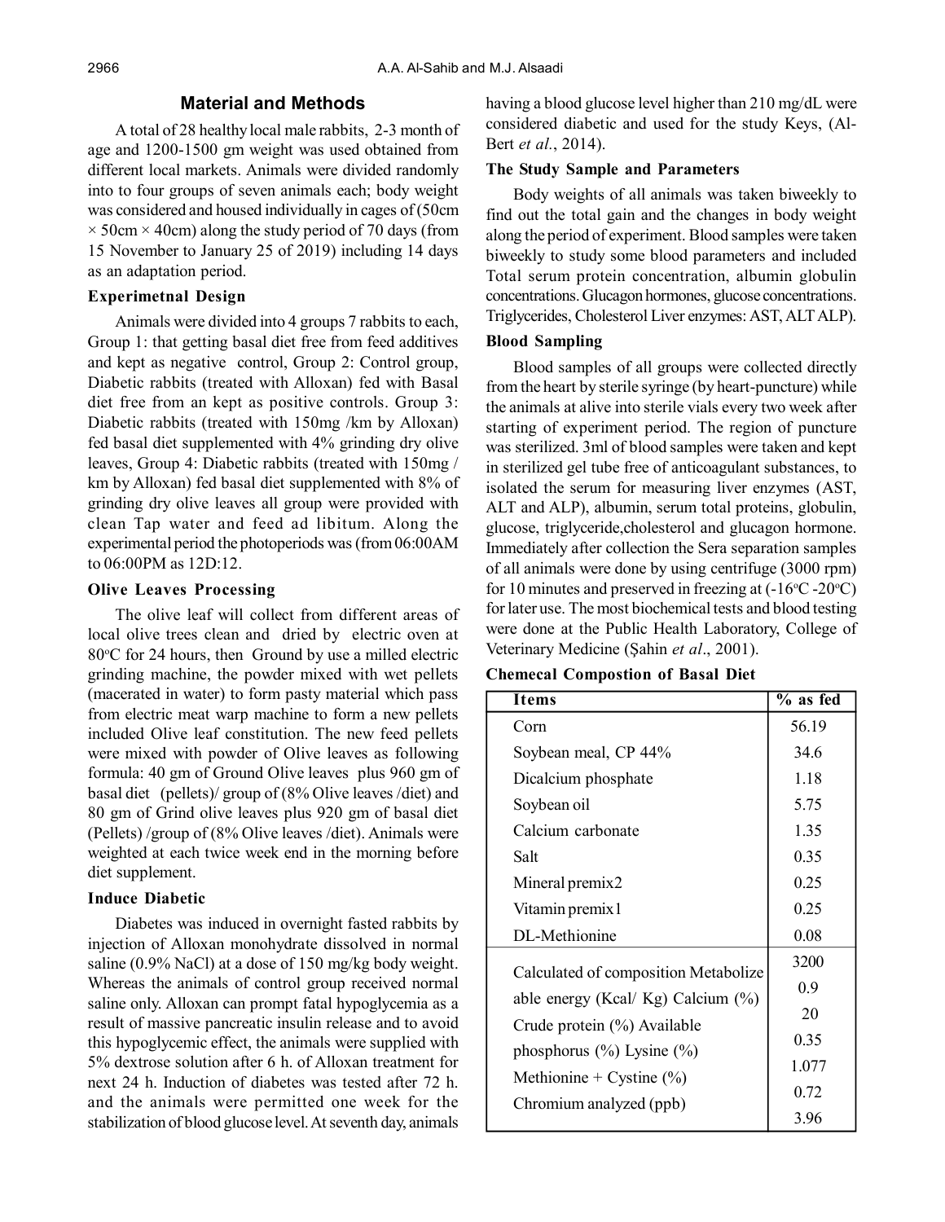## Material and Methods

A total of 28 healthy local male rabbits, 2-3 month of age and 1200-1500 gm weight was used obtained from different local markets. Animals were divided randomly into to four groups of seven animals each; body weight was considered and housed individually in cages of (50cm × 50cm × 40cm) along the study period of 70 days (from 15 November to January 25 of 2019) including 14 days as an adaptation period.

### Experimetnal Design

Animals were divided into 4 groups 7 rabbits to each, Group 1: that getting basal diet free from feed additives and kept as negative control, Group 2: Control group, Diabetic rabbits (treated with Alloxan) fed with Basal diet free from an kept as positive controls. Group 3: Diabetic rabbits (treated with 150mg /km by Alloxan) fed basal diet supplemented with 4% grinding dry olive leaves, Group 4: Diabetic rabbits (treated with 150mg / km by Alloxan) fed basal diet supplemented with 8% of grinding dry olive leaves all group were provided with clean Tap water and feed ad libitum. Along the experimental period the photoperiods was (from 06:00AM to 06:00PM as 12D:12.

### Olive Leaves Processing

The olive leaf will collect from different areas of local olive trees clean and dried by electric oven at 80°C for 24 hours, then Ground by use a milled electric grinding machine, the powder mixed with wet pellets (macerated in water) to form pasty material which pass from electric meat warp machine to form a new pellets included Olive leaf constitution. The new feed pellets were mixed with powder of Olive leaves as following formula: 40 gm of Ground Olive leaves plus 960 gm of basal diet (pellets)/ group of (8% Olive leaves /diet) and 80 gm of Grind olive leaves plus 920 gm of basal diet (Pellets) /group of (8% Olive leaves /diet). Animals were weighted at each twice week end in the morning before diet supplement.

### Induce Diabetic

Diabetes was induced in overnight fasted rabbits by injection of Alloxan monohydrate dissolved in normal saline (0.9% NaCl) at a dose of 150 mg/kg body weight. Whereas the animals of control group received normal saline only. Alloxan can prompt fatal hypoglycemia as a result of massive pancreatic insulin release and to avoid this hypoglycemic effect, the animals were supplied with 5% dextrose solution after 6 h. of Alloxan treatment for next 24 h. Induction of diabetes was tested after 72 h. and the animals were permitted one week for the stabilization of blood glucose level. At seventh day, animals having a blood glucose level higher than 210 mg/dL were considered diabetic and used for the study Keys, (Al-Bert *et al.*, 2014).

### The Study Sample and Parameters

Body weights of all animals was taken biweekly to find out the total gain and the changes in body weight along the period of experiment. Blood samples were taken biweekly to study some blood parameters and included Total serum protein concentration, albumin globulin concentrations. Glucagon hormones, glucose concentrations. Triglycerides, Cholesterol Liver enzymes: AST, ALT ALP).

### Blood Sampling

Blood samples of all groups were collected directly from the heart by sterile syringe (by heart-puncture) while the animals at alive into sterile vials every two week after starting of experiment period. The region of puncture was sterilized. 3ml of blood samples were taken and kept in sterilized gel tube free of anticoagulant substances, to isolated the serum for measuring liver enzymes (AST, ALT and ALP), albumin, serum total proteins, globulin, glucose, triglyceride,cholesterol and glucagon hormone. Immediately after collection the Sera separation samples of all animals were done by using centrifuge (3000 rpm) for 10 minutes and preserved in freezing at (-16°C -20°C) for later use. The most biochemical tests and blood testing were done at the Public Health Laboratory, College of Veterinary Medicine (Şahin *et al*., 2001).

### Chemecal Compostion of Basal Diet

| Items | % as fed |
|---|---|
| Corn | 56.19 |
| Soybean meal, CP 44% | 34.6 |
| Dicalcium phosphate | 1.18 |
| Soybean oil | 5.75 |
| Calcium carbonate | 1.35 |
| Salt | 0.35 |
| Mineral premix2 | 0.25 |
| Vitamin premix1 | 0.25 |
| DL-Methionine | 0.08 |
| Calculated of composition Metabolize able energy (Kcal/ Kg) Calcium (%) Crude protein (%) Available phosphorus (%) Lysine (%) Methionine + Cystine (%) Chromium analyzed (ppb) | 3200 0.9 20 0.35 1.077 0.72 3.96 |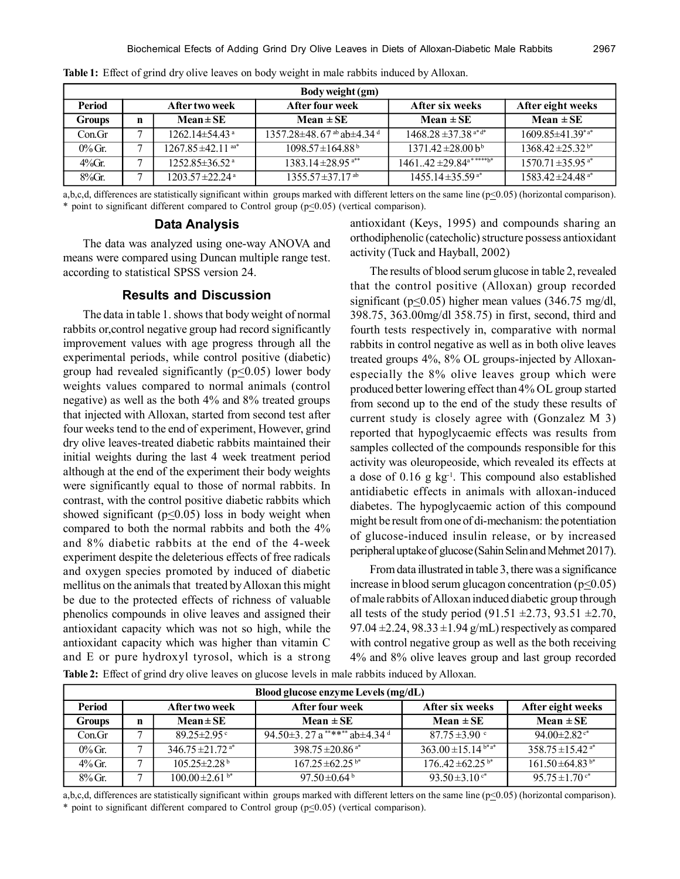**Table 1:** Effect of grind dry olive leaves on body weight in male rabbits induced by Alloxan.

| Body weight (gm) | | | | | |
|---|---|---|---|---|---|
| **Period** | | **After two week** | **After four week** | **After six weeks** | **After eight weeks** |
| **Groups** | **n** | **Mean ± SE** | **Mean ± SE** | **Mean ± SE** | **Mean ± SE** |
| Con.Gr | 7 | 1262.14±54.43 a | 1357.28±48. 67 ab ab±4.34 d | 1468.28 ±37.38 a* d* | 1609.85±41.39* a* |
| 0% Gr. | 7 | 1267.85 ±42.11 aa* | 1098.57±164.88 b | 1371.42 ±28.00 b b | 1368.42 ±25.32 b* |
| 4%Gr. | 7 | 1252.85±36.52 a | 1383.14 ±28.95 a** | 1461..42 ±29.84a* ****b* | 1570.71 ±35.95 a* |
| 8%Gr. | 7 | 1203.57±22.24 a | 1355.57±37.17 ab | 1455.14±35.59 a* | 1583.42 ±24.48 a* |

a,b,c,d, differences are statistically significant within groups marked with different letters on the same line ($p \leq 0.05$) (horizontal comparison).
\* point to significant different compared to Control group ($p \leq 0.05$) (vertical comparison).

## Data Analysis

The data was analyzed using one-way ANOVA and means were compared using Duncan multiple range test. according to statistical SPSS version 24.

## Results and Discussion

The data in table 1. shows that body weight of normal rabbits or,control negative group had record significantly improvement values with age progress through all the experimental periods, while control positive (diabetic) group had revealed significantly ($p \leq 0.05$) lower body weights values compared to normal animals (control negative) as well as the both 4% and 8% treated groups that injected with Alloxan, started from second test after four weeks tend to the end of experiment, However, grind dry olive leaves-treated diabetic rabbits maintained their initial weights during the last 4 week treatment period although at the end of the experiment their body weights were significantly equal to those of normal rabbits. In contrast, with the control positive diabetic rabbits which showed significant ($p \leq 0.05$) loss in body weight when compared to both the normal rabbits and both the 4% and 8% diabetic rabbits at the end of the 4-week experiment despite the deleterious effects of free radicals and oxygen species promoted by induced of diabetic mellitus on the animals that treated by Alloxan this might be due to the protected effects of richness of valuable phenolics compounds in olive leaves and assigned their antioxidant capacity which was not so high, while the antioxidant capacity which was higher than vitamin C and E or pure hydroxyl tyrosol, which is a strong antioxidant (Keys, 1995) and compounds sharing an orthodiphenolic (catecholic) structure possess antioxidant activity (Tuck and Hayball, 2002)

The results of blood serum glucose in table 2, revealed that the control positive (Alloxan) group recorded significant ($p \leq 0.05$) higher mean values (346.75 mg/dl, 398.75, 363.00mg/dl 358.75) in first, second, third and fourth tests respectively in, comparative with normal rabbits in control negative as well as in both olive leaves treated groups 4%, 8% OL groups-injected by Alloxan-especially the 8% olive leaves group which were produced better lowering effect than 4% OL group started from second up to the end of the study these results of current study is closely agree with (Gonzalez M 3) reported that hypoglycaemic effects was results from samples collected of the compounds responsible for this activity was oleuropeoside, which revealed its effects at a dose of 0.16 g $kg^{-1}$. This compound also established antidiabetic effects in animals with alloxan-induced diabetes. The hypoglycaemic action of this compound might be result from one of di-mechanism: the potentiation of glucose-induced insulin release, or by increased peripheral uptake of glucose (Sahin Selin and Mehmet 2017).

From data illustrated in table 3, there was a significance increase in blood serum glucagon concentration ($p \leq 0.05$) of male rabbits of Alloxan induced diabetic group through all tests of the study period (91.51 ±2.73, 93.51 ±2.70, 97.04 ±2.24, 98.33 ±1.94 g/mL) respectively as compared with control negative group as well as the both receiving 4% and 8% olive leaves group and last group recorded

**Table 2:** Effect of grind dry olive leaves on glucose levels in male rabbits induced by Alloxan.

| Blood glucose enzyme Levels (mg/dL) | | | | | |
|---|---|---|---|---|---|
| **Period** | | **After two week** | **After four week** | **After six weeks** | **After eight weeks** |
| **Groups** | **n** | **Mean ± SE** | **Mean ± SE** | **Mean ± SE** | **Mean ± SE** |
| Con.Gr | 7 | 89.25±2.95 c | 94.50±3. 27 a **** ** ab±4.34 d | 87.75 ±3.90 c | 94.00±2.82 c* |
| 0% Gr. | 7 | 346.75 ±21.72 a* | 398.75 ±20.86 a* | 363.00 ±15.14 b* a* | 358.75 ±15.42 a* |
| 4% Gr. | 7 | 105.25±2.28 b | 167.25 ±62.25 b* | 176..42 ±62.25 b* | 161.50 ±64.83 b* |
| 8% Gr. | 7 | 100.00 ±2.61 b* | 97.50 ±0.64 b | 93.50 ±3.10 c* | 95.75 ±1.70 c* |

a,b,c,d, differences are statistically significant within groups marked with different letters on the same line ($p \leq 0.05$) (horizontal comparison).
\* point to significant different compared to Control group ($p \leq 0.05$) (vertical comparison).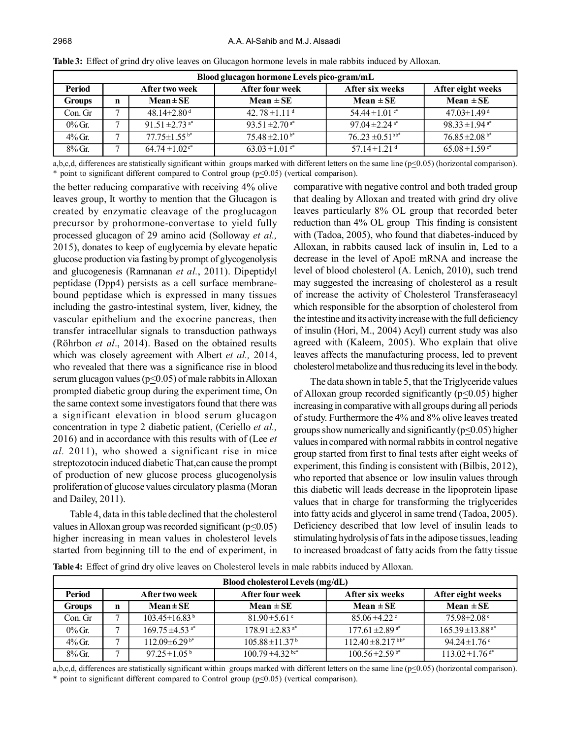**Table 3:** Effect of grind dry olive leaves on Glucagon hormone levels in male rabbits induced by Alloxan.

| Blood glucagon hormone Levels pico-gram/mL | | | | | |
|---|---|---|---|---|---|
| **Period** | | **After two week** | **After four week** | **After six weeks** | **After eight weeks** |
| **Groups** | **n** | **Mean ± SE** | **Mean ± SE** | **Mean ± SE** | **Mean ± SE** |
| Con. Gr | 7 | 48.14±2.80 d | 42. 78 ±1.11 d | 54.44 ±1.01 c* | 47.03±1.49 d |
| 0% Gr. | 7 | 91.51 ±2.73 a* | 93.51 ±2.70 a* | 97.04 ±2.24 a* | 98.33 ±1.94 a* |
| 4% Gr. | 7 | 77.75±1.55 b* | 75.48 ±2.10 b* | 76..23 ±0.51bb* | 76.85 ±2.08 b* |
| 8% Gr. | 7 | 64.74 ±1.02c* | 63.03 ±1.01 c* | 57.14 ±1.21 d | 65.08 ±1.59 c* |

a,b,c,d, differences are statistically significant within groups marked with different letters on the same line ($p \leq 0.05$) (horizontal comparison).
\* point to significant different compared to Control group ($p \leq 0.05$) (vertical comparison).

the better reducing comparative with receiving 4% olive leaves group, It worthy to mention that the Glucagon is created by enzymatic cleavage of the proglucagon precursor by prohormone-convertase to yield fully processed glucagon of 29 amino acid (Solloway *et al.,* 2015), donates to keep of euglycemia by elevate hepatic glucose production via fasting by prompt of glycogenolysis and glucogenesis (Ramnanan *et al.*, 2011). Dipeptidyl peptidase (Dpp4) persists as a cell surface membrane-bound peptidase which is expressed in many tissues including the gastro-intestinal system, liver, kidney, the vascular epithelium and the exocrine pancreas, then transfer intracellular signals to transduction pathways (Röhrbon *et al*., 2014). Based on the obtained results which was closely agreement with Albert *et al.,* 2014, who revealed that there was a significance rise in blood serum glucagon values ($p \leq 0.05$) of male rabbits in Alloxan prompted diabetic group during the experiment time, On the same context some investigators found that there was a significant elevation in blood serum glucagon concentration in type 2 diabetic patient, (Ceriello *et al.,* 2016) and in accordance with this results with of (Lee *et al.* 2011), who showed a significant rise in mice streptozotocin induced diabetic That,can cause the prompt of production of new glucose process glucogenolysis proliferation of glucose values circulatory plasma (Moran and Dailey, 2011).

Table 4, data in this table declined that the cholesterol values in Alloxan group was recorded significant ($p \leq 0.05$) higher increasing in mean values in cholesterol levels started from beginning till to the end of experiment, in comparative with negative control and both traded group that dealing by Alloxan and treated with grind dry olive leaves particularly 8% OL group that recorded beter reduction than 4% OL group This finding is consistent with (Tadoa, 2005), who found that diabetes-induced by Alloxan, in rabbits caused lack of insulin in, Led to a decrease in the level of ApoE mRNA and increase the level of blood cholesterol (A. Lenich, 2010), such trend may suggested the increasing of cholesterol as a result of increase the activity of Cholesterol Transferaseacyl which responsible for the absorption of cholesterol from the intestine and its activity increase with the full deficiency of insulin (Hori, M., 2004) Acyl) current study was also agreed with (Kaleem, 2005). Who explain that olive leaves affects the manufacturing process, led to prevent cholesterol metabolize and thus reducing its level in the body.

The data shown in table 5, that the Triglyceride values of Alloxan group recorded significantly ($p \leq 0.05$) higher increasing in comparative with all groups during all periods of study. Furthermore the 4% and 8% olive leaves treated groups show numerically and significantly ($p \leq 0.05$) higher values in compared with normal rabbits in control negative group started from first to final tests after eight weeks of experiment, this finding is consistent with (Bilbis, 2012), who reported that absence or low insulin values through this diabetic will leads decrease in the lipoprotein lipase values that in charge for transforming the triglycerides into fatty acids and glycerol in same trend (Tadoa, 2005). Deficiency described that low level of insulin leads to stimulating hydrolysis of fats in the adipose tissues, leading to increased broadcast of fatty acids from the fatty tissue

**Table 4:** Effect of grind dry olive leaves on Cholesterol levels in male rabbits induced by Alloxan.

| Blood cholesterol Levels (mg/dL) | | | | | |
|---|---|---|---|---|---|
| **Period** | | **After two week** | **After four week** | **After six weeks** | **After eight weeks** |
| **Groups** | **n** | **Mean ± SE** | **Mean ± SE** | **Mean ± SE** | **Mean ± SE** |
| Con. Gr | 7 | 103.45±16.83 b | 81.90 ±5.61 c | 85.06 ±4.22 c | 75.98±2.08 c |
| 0% Gr. | 7 | 169.75 ±4.53 a* | 178.91 ±2.83 a* | 177.61 ±2.89 a* | 165.39 ±13.88 a* |
| 4% Gr. | 7 | 112.09±6.29 b* | 105.88 ±11.37 b | 112.40 ±8.217 bb* | 94.24 ±1.76 c |
| 8% Gr. | 7 | 97.25 ±1.05 b | 100.79 ±4.32 bc* | 100.56 ±2.59 b* | 113.02 ±1.76 d* |

a,b,c,d, differences are statistically significant within groups marked with different letters on the same line ($p \leq 0.05$) (horizontal comparison).
\* point to significant different compared to Control group ($p \leq 0.05$) (vertical comparison).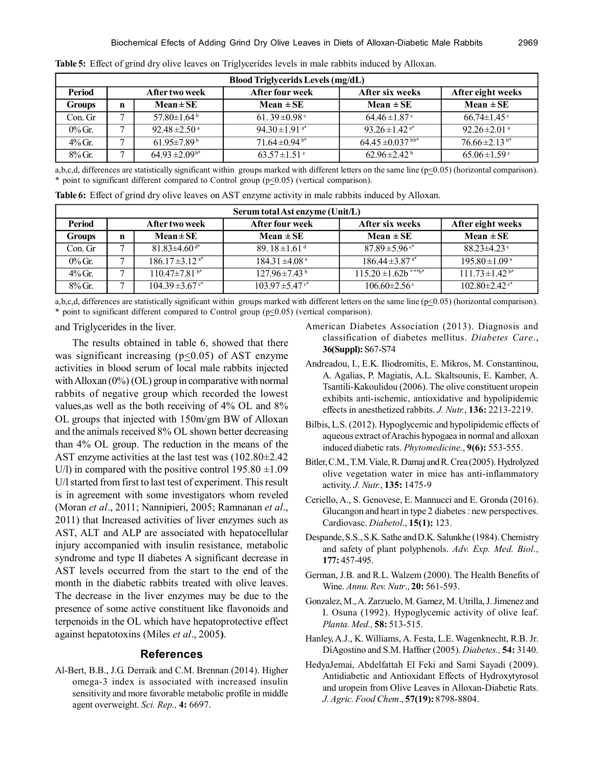**Table 5:** Effect of grind dry olive leaves on Triglycerides levels in male rabbits induced by Alloxan.

| Blood Triglycerids Levels (mg/dL) | | | | | |
|---|---|---|---|---|---|
| **Period** | | **After two week** | **After four week** | **After six weeks** | **After eight weeks** |
| **Groups** | **n** | **Mean ± SE** | **Mean ± SE** | **Mean ± SE** | **Mean ± SE** |
| Con. Gr | 7 | 57.80±1.64 b | 61. 39±0.98 c | 64.46±1.87 c | 66.74±1.45 c |
| 0% Gr. | 7 | 92.48±2.50 a | 94.30±1.91 a* | 93.26±1.42 a* | 92.26±2.01 a |
| 4% Gr. | 7 | 61.95±7.89 b | 71.64±0.94 b* | 64.45±0.037 bb* | 76.66±2.13 b* |
| 8% Gr. | 7 | 64.93±2.09 b* | 63.57±1.51 c | 62.96±2.42 b | 65.06±1.59 c |

a,b,c,d, differences are statistically significant within groups marked with different letters on the same line ($p \leq 0.05$) (horizontal comparison).
* point to significant different compared to Control group ($p \leq 0.05$) (vertical comparison).

**Table 6:** Effect of grind dry olive leaves on AST enzyme activity in male rabbits induced by Alloxan.

| Serum total Ast enzyme (Unit/L) | | | | | |
|---|---|---|---|---|---|
| **Period** | | **After two week** | **After four week** | **After six weeks** | **After eight weeks** |
| **Groups** | **n** | **Mean ± SE** | **Mean ± SE** | **Mean ± SE** | **Mean ± SE** |
| Con. Gr | 7 | 81.83±4.60 d* | 89. 18±1.61 d | 87.89±5.96 c* | 88.23±4.23 c |
| 0% Gr. | 7 | 186.17±3.12 a* | 184.31±4.08 a | 186.44±3.87 a* | 195.80±1.09 a |
| 4% Gr. | 7 | 110.47±7.81 b* | 127.96±7.43 b | 115.20±1.62b ***b* | 111.73±1.42 b* |
| 8% Gr. | 7 | 104.39±3.67 c* | 103.97±5.47 c* | 106.60±2.56 c | 102.80±2.42 c* |

a,b,c,d, differences are statistically significant within groups marked with different letters on the same line ($p \leq 0.05$) (horizontal comparison).
* point to significant different compared to Control group ($p \leq 0.05$) (vertical comparison).

and Triglycerides in the liver.

The results obtained in table 6, showed that there was significant increasing ($p \leq 0.05$) of AST enzyme activities in blood serum of local male rabbits injected with Alloxan (0%) (OL) group in comparative with normal rabbits of negative group which recorded the lowest values,as well as the both receiving of 4% OL and 8% OL groups that injected with 150m/gm BW of Alloxan and the animals received 8% OL shown better decreasing than 4% OL group. The reduction in the means of the AST enzyme activities at the last test was (102.80±2.42 U/l) in compared with the positive control 195.80 ±1.09 U/l started from first to last test of experiment. This result is in agreement with some investigators whom reveled (Moran *et al*., 2011; Nannipieri, 2005; Ramnanan *et al*., 2011) that Increased activities of liver enzymes such as AST, ALT and ALP are associated with hepatocellular injury accompanied with insulin resistance, metabolic syndrome and type II diabetes A significant decrease in AST levels occurred from the start to the end of the month in the diabetic rabbits treated with olive leaves. The decrease in the liver enzymes may be due to the presence of some active constituent like flavonoids and terpenoids in the OL which have hepatoprotective effect against hepatotoxins (Miles *et al*., 2005**)**.

## References

Al-Bert, B.B., J.G. Derraik and C.M. Brennan (2014). Higher omega-3 index is associated with increased insulin sensitivity and more favorable metabolic profile in middle agent overweight. *Sci. Rep.,* **4:** 6697.

American Diabetes Association (2013). Diagnosis and classification of diabetes mellitus. *Diabetes Care*., **36(Suppl):** S67-S74

Andreadou, I., E.K. Iliodromitis, E. Mikros, M. Constantinou, A. Agalias, P. Magiatis, A.L. Skaltsounis, E. Kamber, A. Tsantili-Kakoulidou (2006). The olive constituent uropein exhibits anti-ischemic, antioxidative and hypolipidemic effects in anesthetized rabbits. *J. Nutr.*, **136:** 2213-2219.

Bilbis, L.S. (2012). Hypoglycemic and hypolipidemic effects of aqueous extract of Arachis hypogaea in normal and alloxan induced diabetic rats. *Phytomedicine.*, **9(6):** 553-555.

Bitler, C.M., T.M. Viale, R. Damaj and R. Crea (2005). Hydrolyzed olive vegetation water in mice has anti-inflammatory activity. *J. Nutr.*, **135:** 1475-9

Ceriello, A., S. Genovese, E. Mannucci and E. Gronda (2016). Glucangon and heart in type 2 diabetes : new perspectives. Cardiovasc. *Diabetol*., **15(1):** 123.

Despande, S.S., S.K. Sathe and D.K. Salunkhe (1984). Chemistry and safety of plant polyphenols. *Adv. Exp. Med. Biol.*, **177:** 457-495.

German, J.B. and R.L. Walzem (2000). The Health Benefits of Wine. *Annu. Rev. Nutr*., **20:** 561-593.

Gonzalez, M., A. Zarzuelo, M. Gamez, M. Utrilla, J. Jimenez and I. Osuna (1992). Hypoglycemic activity of olive leaf. *Planta. Med.,* **58:** 513-515.

Hanley, A.J., K. Williams, A. Festa, L.E. Wagenknecht, R.B. Jr. DíAgostino and S.M. Haffner (2005). *Diabetes.,* **54:** 3140.

HedyaJemai, Abdelfattah El Feki and Sami Sayadi (2009). Antidiabetic and Antioxidant Effects of Hydroxytyrosol and uropein from Olive Leaves in Alloxan-Diabetic Rats. *J. Agric. Food Chem*., **57(19):** 8798-8804.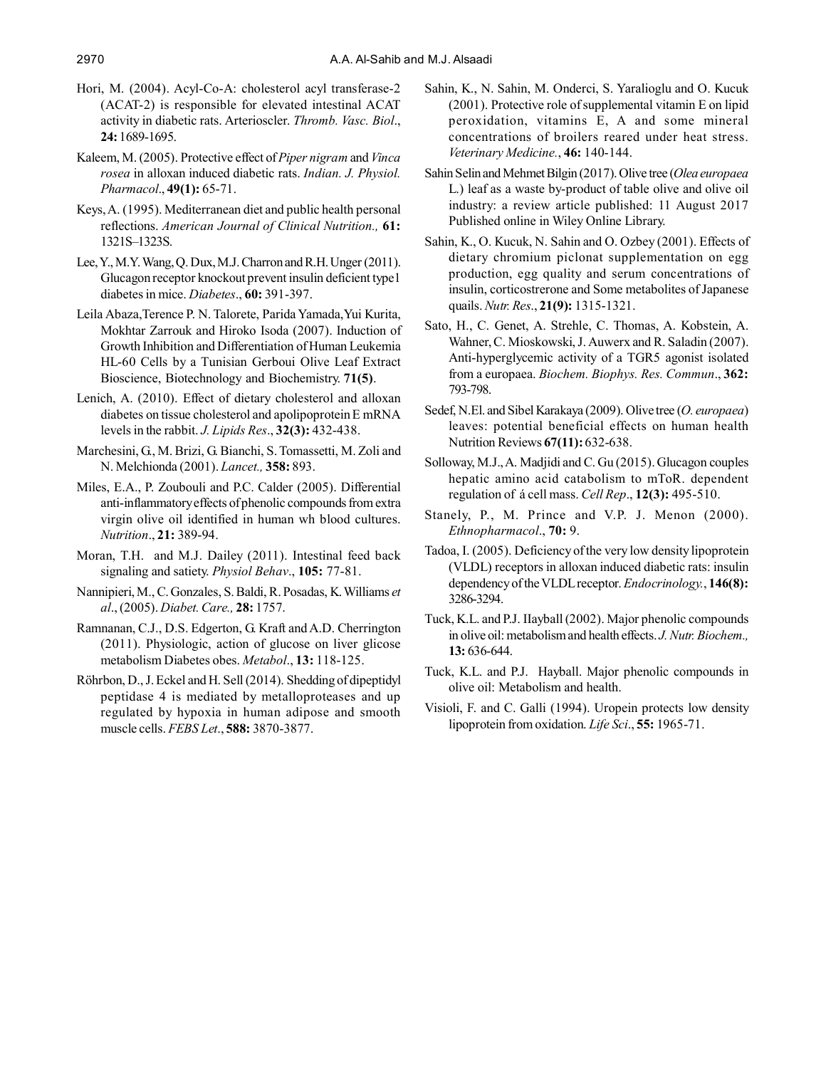Hori, M. (2004). Acyl-Co-A: cholesterol acyl transferase-2 (ACAT-2) is responsible for elevated intestinal ACAT activity in diabetic rats. Arterioscler. *Thromb. Vasc. Biol*., **24:** 1689-1695.

Kaleem, M. (2005). Protective effect of *Piper nigram* and *Vinca rosea* in alloxan induced diabetic rats. *Indian. J. Physiol. Pharmacol*., **49(1):** 65-71.

Keys, A. (1995). Mediterranean diet and public health personal reflections. *American Journal of Clinical Nutrition.,* **61:** 1321S–1323S.

Lee, Y., M.Y. Wang, Q. Dux, M.J. Charron and R.H. Unger (2011). Glucagon receptor knockout prevent insulin deficient type1 diabetes in mice. *Diabetes*., **60:** 391-397.

Leila Abaza,Terence P. N. Talorete, Parida Yamada,Yui Kurita, Mokhtar Zarrouk and Hiroko Isoda (2007). Induction of Growth Inhibition and Differentiation of Human Leukemia HL-60 Cells by a Tunisian Gerboui Olive Leaf Extract Bioscience, Biotechnology and Biochemistry. **71(5)**.

Lenich, A. (2010). Effect of dietary cholesterol and alloxan diabetes on tissue cholesterol and apolipoprotein E mRNA levels in the rabbit. *J. Lipids Res*., **32(3):** 432-438.

Marchesini, G., M. Brizi, G. Bianchi, S. Tomassetti, M. Zoli and N. Melchionda (2001). *Lancet.,* **358:** 893.

Miles, E.A., P. Zoubouli and P.C. Calder (2005). Differential anti-inflammatory effects of phenolic compounds from extra virgin olive oil identified in human wh blood cultures. *Nutrition*., **21:** 389-94.

Moran, T.H. and M.J. Dailey (2011). Intestinal feed back signaling and satiety. *Physiol Behav*., **105:** 77-81.

Nannipieri, M., C. Gonzales, S. Baldi, R. Posadas, K. Williams *et al*., (2005). *Diabet. Care.,* **28:** 1757.

Ramnanan, C.J., D.S. Edgerton, G. Kraft and A.D. Cherrington (2011). Physiologic, action of glucose on liver glicose metabolism Diabetes obes. *Metabol*., **13:** 118-125.

Röhrbon, D., J. Eckel and H. Sell (2014). Shedding of dipeptidyl peptidase 4 is mediated by metalloproteases and up regulated by hypoxia in human adipose and smooth muscle cells. *FEBS Let*., **588:** 3870-3877.

Sahin, K., N. Sahin, M. Onderci, S. Yaralioglu and O. Kucuk (2001). Protective role of supplemental vitamin E on lipid peroxidation, vitamins E, A and some mineral concentrations of broilers reared under heat stress. *Veterinary Medicine.*, **46:** 140-144.

Sahin Selin and Mehmet Bilgin (2017). Olive tree (*Olea europaea* L.) leaf as a waste by-product of table olive and olive oil industry: a review article published: 11 August 2017 Published online in Wiley Online Library.

Sahin, K., O. Kucuk, N. Sahin and O. Ozbey (2001). Effects of dietary chromium piclonat supplementation on egg production, egg quality and serum concentrations of insulin, corticostrerone and Some metabolites of Japanese quails. *Nutr. Res*., **21(9):** 1315-1321.

Sato, H., C. Genet, A. Strehle, C. Thomas, A. Kobstein, A. Wahner, C. Mioskowski, J. Auwerx and R. Saladin (2007). Anti-hyperglycemic activity of a TGR5 agonist isolated from a europaea. *Biochem. Biophys. Res. Commun*., **362:** 793-798.

Sedef, N.El. and Sibel Karakaya (2009). Olive tree (*O. europaea*) leaves: potential beneficial effects on human health Nutrition Reviews **67(11):** 632-638.

Solloway, M.J., A. Madjidi and C. Gu (2015). Glucagon couples hepatic amino acid catabolism to mToR. dependent regulation of á cell mass. *Cell Rep*., **12(3):** 495-510.

Stanely, P., M. Prince and V.P. J. Menon (2000). *Ethnopharmacol*., **70:** 9.

Tadoa, I. (2005). Deficiency of the very low density lipoprotein (VLDL) receptors in alloxan induced diabetic rats: insulin dependency of the VLDL receptor. *Endocrinology.*, **146(8):** 3286-3294.

Tuck, K.L. and P.J. IIayball (2002). Major phenolic compounds in olive oil: metabolism and health effects. *J. Nutr. Biochem.,* **13:** 636-644.

Tuck, K.L. and P.J. Hayball. Major phenolic compounds in olive oil: Metabolism and health.

Visioli, F. and C. Galli (1994). Uropein protects low density lipoprotein from oxidation. *Life Sci*., **55:** 1965-71.